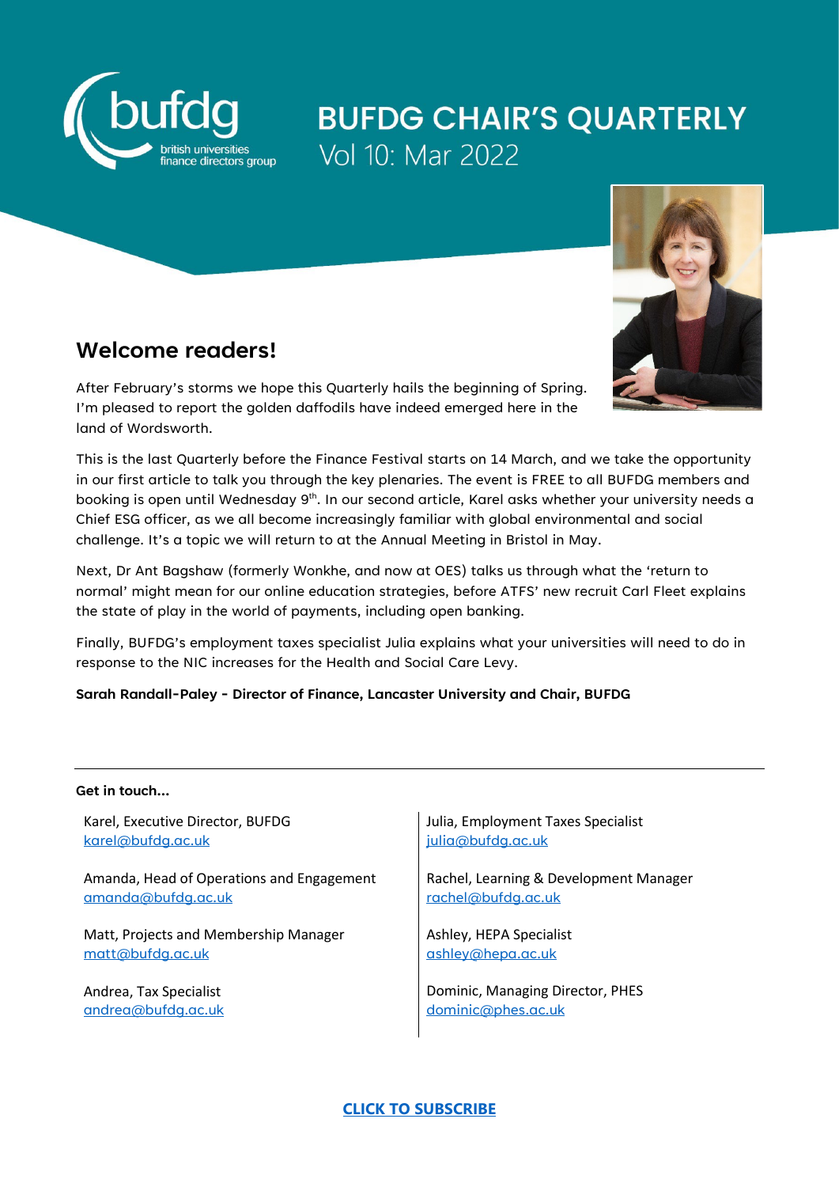# BUFDG CHAIR'S QUARTERLY

Vol 10: Mar 2022

## Welcome readers!

After February's storms we hope this Quarterly hails the beginning of Spring. I'm pleased to report the golden daffodils have indeed emerged here in the land of Wordsworth.

This is the last Quarterly before the Finance Festival starts on 14 March, and we take the opportunity in our first article to talk you through the key plenaries. The event is FREE to all BUFDG members and booking is open until Wednesday 9th. In our second article, Karel asks whether your university needs a Chief ESG officer, as we all become increasingly familiar with global environmental and social challenge. It's a topic we will return to at the Annual Meeting in Bristol in May.

Next, Dr Ant Bagshaw (formerly Wonkhe, and now at OES) talks us through what the 'return to normal' might mean for our online education strategies, before ATFS' new recruit Carl Fleet explains the state of play in the world of payments, including open banking.

Finally, BUFDG's employment taxes specialist Julia explains what your universities will need to do in response to the NIC increases for the Health and Social Care Levy.

**Sarah Randall-Paley - Director of Finance, Lancaster University and Chair, BUFDG**

---

**Get in touch...**

Karel, Executive Director, BUFDG
karel@bufdg.ac.uk

Amanda, Head of Operations and Engagement
amanda@bufdg.ac.uk

Matt, Projects and Membership Manager
matt@bufdg.ac.uk

Andrea, Tax Specialist
andrea@bufdg.ac.uk

Julia, Employment Taxes Specialist
julia@bufdg.ac.uk

Rachel, Learning & Development Manager
rachel@bufdg.ac.uk

Ashley, HEPA Specialist
ashley@hepa.ac.uk

Dominic, Managing Director, PHES
dominic@phes.ac.uk

**CLICK TO SUBSCRIBE**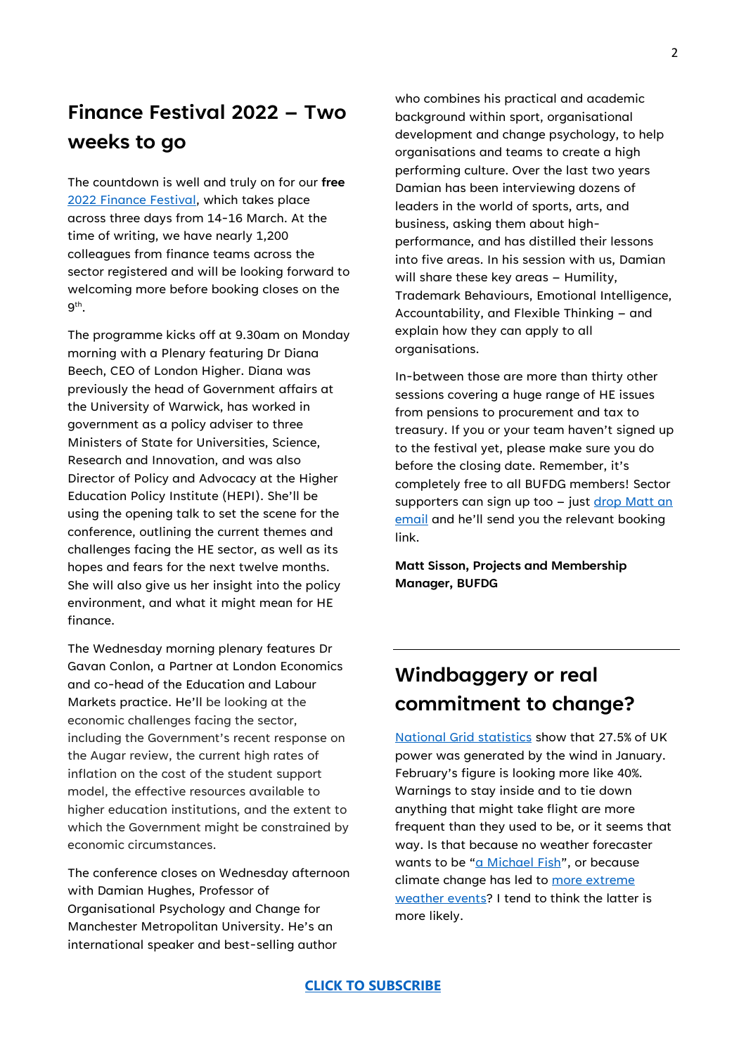## Finance Festival 2022 – Two weeks to go

The countdown is well and truly on for our **free** 2022 Finance Festival, which takes place across three days from 14-16 March. At the time of writing, we have nearly 1,200 colleagues from finance teams across the sector registered and will be looking forward to welcoming more before booking closes on the 9th.

The programme kicks off at 9.30am on Monday morning with a Plenary featuring Dr Diana Beech, CEO of London Higher. Diana was previously the head of Government affairs at the University of Warwick, has worked in government as a policy adviser to three Ministers of State for Universities, Science, Research and Innovation, and was also Director of Policy and Advocacy at the Higher Education Policy Institute (HEPI). She'll be using the opening talk to set the scene for the conference, outlining the current themes and challenges facing the HE sector, as well as its hopes and fears for the next twelve months. She will also give us her insight into the policy environment, and what it might mean for HE finance.

The Wednesday morning plenary features Dr Gavan Conlon, a Partner at London Economics and co-head of the Education and Labour Markets practice. He'll be looking at the economic challenges facing the sector, including the Government's recent response on the Augar review, the current high rates of inflation on the cost of the student support model, the effective resources available to higher education institutions, and the extent to which the Government might be constrained by economic circumstances.

The conference closes on Wednesday afternoon with Damian Hughes, Professor of Organisational Psychology and Change for Manchester Metropolitan University. He's an international speaker and best-selling author who combines his practical and academic background within sport, organisational development and change psychology, to help organisations and teams to create a high performing culture. Over the last two years Damian has been interviewing dozens of leaders in the world of sports, arts, and business, asking them about high-performance, and has distilled their lessons into five areas. In his session with us, Damian will share these key areas – Humility, Trademark Behaviours, Emotional Intelligence, Accountability, and Flexible Thinking – and explain how they can apply to all organisations.

In-between those are more than thirty other sessions covering a huge range of HE issues from pensions to procurement and tax to treasury. If you or your team haven't signed up to the festival yet, please make sure you do before the closing date. Remember, it's completely free to all BUFDG members! Sector supporters can sign up too – just drop Matt an email and he'll send you the relevant booking link.

**Matt Sisson, Projects and Membership Manager, BUFDG**

## Windbaggery or real commitment to change?

National Grid statistics show that 27.5% of UK power was generated by the wind in January. February's figure is looking more like 40%. Warnings to stay inside and to tie down anything that might take flight are more frequent than they used to be, or it seems that way. Is that because no weather forecaster wants to be "a Michael Fish", or because climate change has led to more extreme weather events? I tend to think the latter is more likely.

**CLICK TO SUBSCRIBE**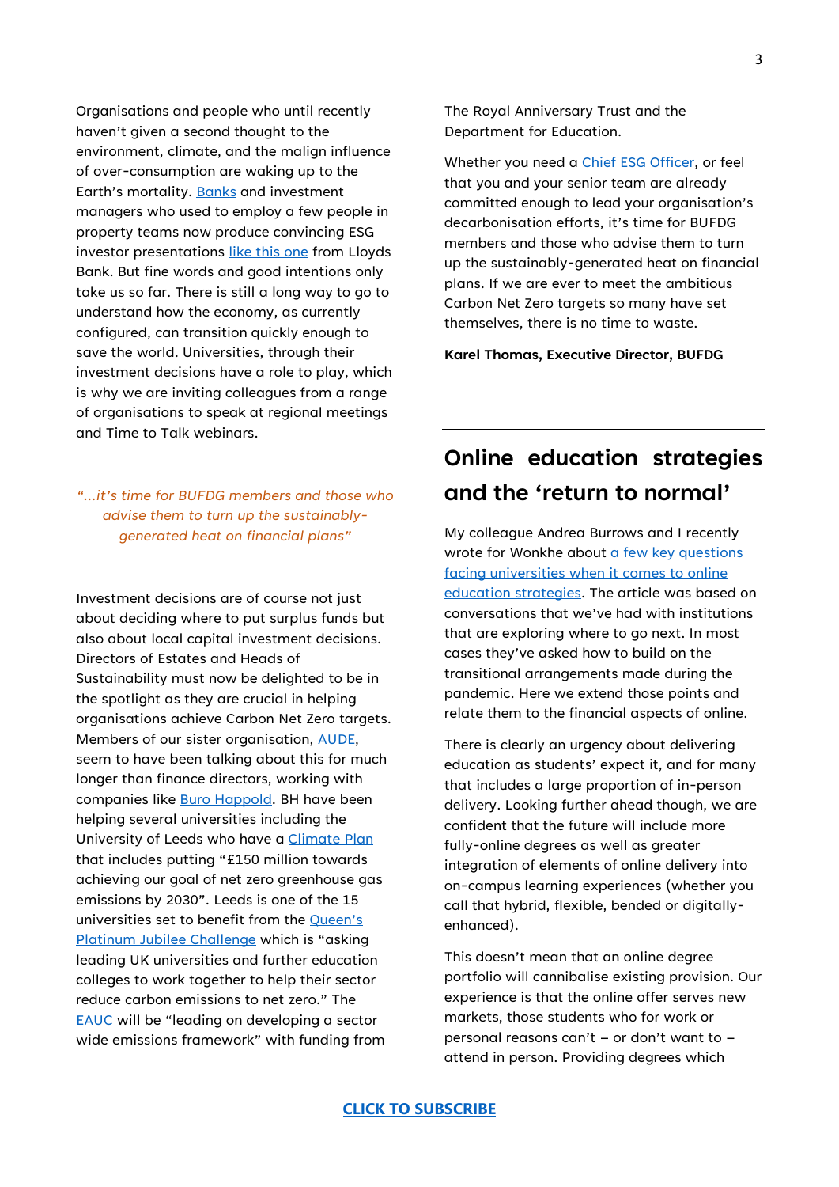Organisations and people who until recently haven't given a second thought to the environment, climate, and the malign influence of over-consumption are waking up to the Earth's mortality. Banks and investment managers who used to employ a few people in property teams now produce convincing ESG investor presentations like this one from Lloyds Bank. But fine words and good intentions only take us so far. There is still a long way to go to understand how the economy, as currently configured, can transition quickly enough to save the world. Universities, through their investment decisions have a role to play, which is why we are inviting colleagues from a range of organisations to speak at regional meetings and Time to Talk webinars.

*"...it's time for BUFDG members and those who advise them to turn up the sustainably-generated heat on financial plans"*

Investment decisions are of course not just about deciding where to put surplus funds but also about local capital investment decisions. Directors of Estates and Heads of Sustainability must now be delighted to be in the spotlight as they are crucial in helping organisations achieve Carbon Net Zero targets. Members of our sister organisation, AUDE, seem to have been talking about this for much longer than finance directors, working with companies like Buro Happold. BH have been helping several universities including the University of Leeds who have a Climate Plan that includes putting "£150 million towards achieving our goal of net zero greenhouse gas emissions by 2030". Leeds is one of the 15 universities set to benefit from the Queen's Platinum Jubilee Challenge which is "asking leading UK universities and further education colleges to work together to help their sector reduce carbon emissions to net zero." The EAUC will be "leading on developing a sector wide emissions framework" with funding from The Royal Anniversary Trust and the Department for Education.

Whether you need a Chief ESG Officer, or feel that you and your senior team are already committed enough to lead your organisation's decarbonisation efforts, it's time for BUFDG members and those who advise them to turn up the sustainably-generated heat on financial plans. If we are ever to meet the ambitious Carbon Net Zero targets so many have set themselves, there is no time to waste.

**Karel Thomas, Executive Director, BUFDG**

## Online education strategies and the 'return to normal'

My colleague Andrea Burrows and I recently wrote for Wonkhe about a few key questions facing universities when it comes to online education strategies. The article was based on conversations that we've had with institutions that are exploring where to go next. In most cases they've asked how to build on the transitional arrangements made during the pandemic. Here we extend those points and relate them to the financial aspects of online.

There is clearly an urgency about delivering education as students' expect it, and for many that includes a large proportion of in-person delivery. Looking further ahead though, we are confident that the future will include more fully-online degrees as well as greater integration of elements of online delivery into on-campus learning experiences (whether you call that hybrid, flexible, bended or digitally-enhanced).

This doesn't mean that an online degree portfolio will cannibalise existing provision. Our experience is that the online offer serves new markets, those students who for work or personal reasons can't – or don't want to – attend in person. Providing degrees which

**CLICK TO SUBSCRIBE**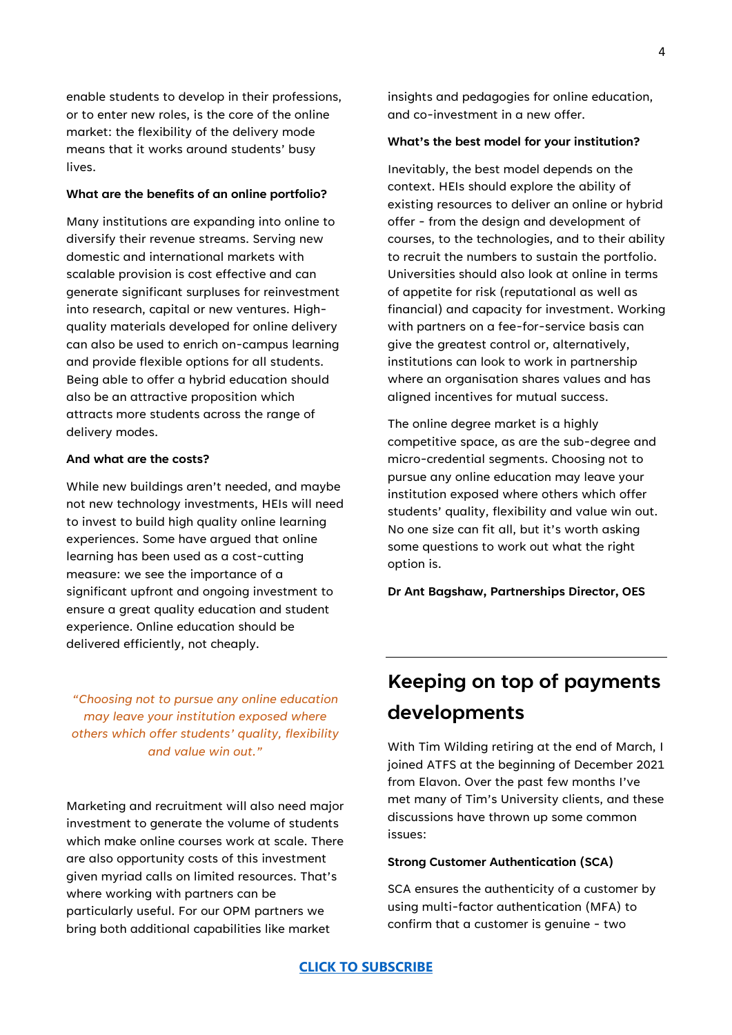enable students to develop in their professions, or to enter new roles, is the core of the online market: the flexibility of the delivery mode means that it works around students' busy lives.

**What are the benefits of an online portfolio?**

Many institutions are expanding into online to diversify their revenue streams. Serving new domestic and international markets with scalable provision is cost effective and can generate significant surpluses for reinvestment into research, capital or new ventures. High-quality materials developed for online delivery can also be used to enrich on-campus learning and provide flexible options for all students. Being able to offer a hybrid education should also be an attractive proposition which attracts more students across the range of delivery modes.

**And what are the costs?**

While new buildings aren't needed, and maybe not new technology investments, HEIs will need to invest to build high quality online learning experiences. Some have argued that online learning has been used as a cost-cutting measure: we see the importance of a significant upfront and ongoing investment to ensure a great quality education and student experience. Online education should be delivered efficiently, not cheaply.

> *"Choosing not to pursue any online education may leave your institution exposed where others which offer students' quality, flexibility and value win out."*

Marketing and recruitment will also need major investment to generate the volume of students which make online courses work at scale. There are also opportunity costs of this investment given myriad calls on limited resources. That's where working with partners can be particularly useful. For our OPM partners we bring both additional capabilities like market insights and pedagogies for online education, and co-investment in a new offer.

**What's the best model for your institution?**

Inevitably, the best model depends on the context. HEIs should explore the ability of existing resources to deliver an online or hybrid offer - from the design and development of courses, to the technologies, and to their ability to recruit the numbers to sustain the portfolio. Universities should also look at online in terms of appetite for risk (reputational as well as financial) and capacity for investment. Working with partners on a fee-for-service basis can give the greatest control or, alternatively, institutions can look to work in partnership where an organisation shares values and has aligned incentives for mutual success.

The online degree market is a highly competitive space, as are the sub-degree and micro-credential segments. Choosing not to pursue any online education may leave your institution exposed where others which offer students' quality, flexibility and value win out. No one size can fit all, but it's worth asking some questions to work out what the right option is.

**Dr Ant Bagshaw, Partnerships Director, OES**

## Keeping on top of payments developments

With Tim Wilding retiring at the end of March, I joined ATFS at the beginning of December 2021 from Elavon. Over the past few months I've met many of Tim's University clients, and these discussions have thrown up some common issues:

**Strong Customer Authentication (SCA)**

SCA ensures the authenticity of a customer by using multi-factor authentication (MFA) to confirm that a customer is genuine - two

**CLICK TO SUBSCRIBE**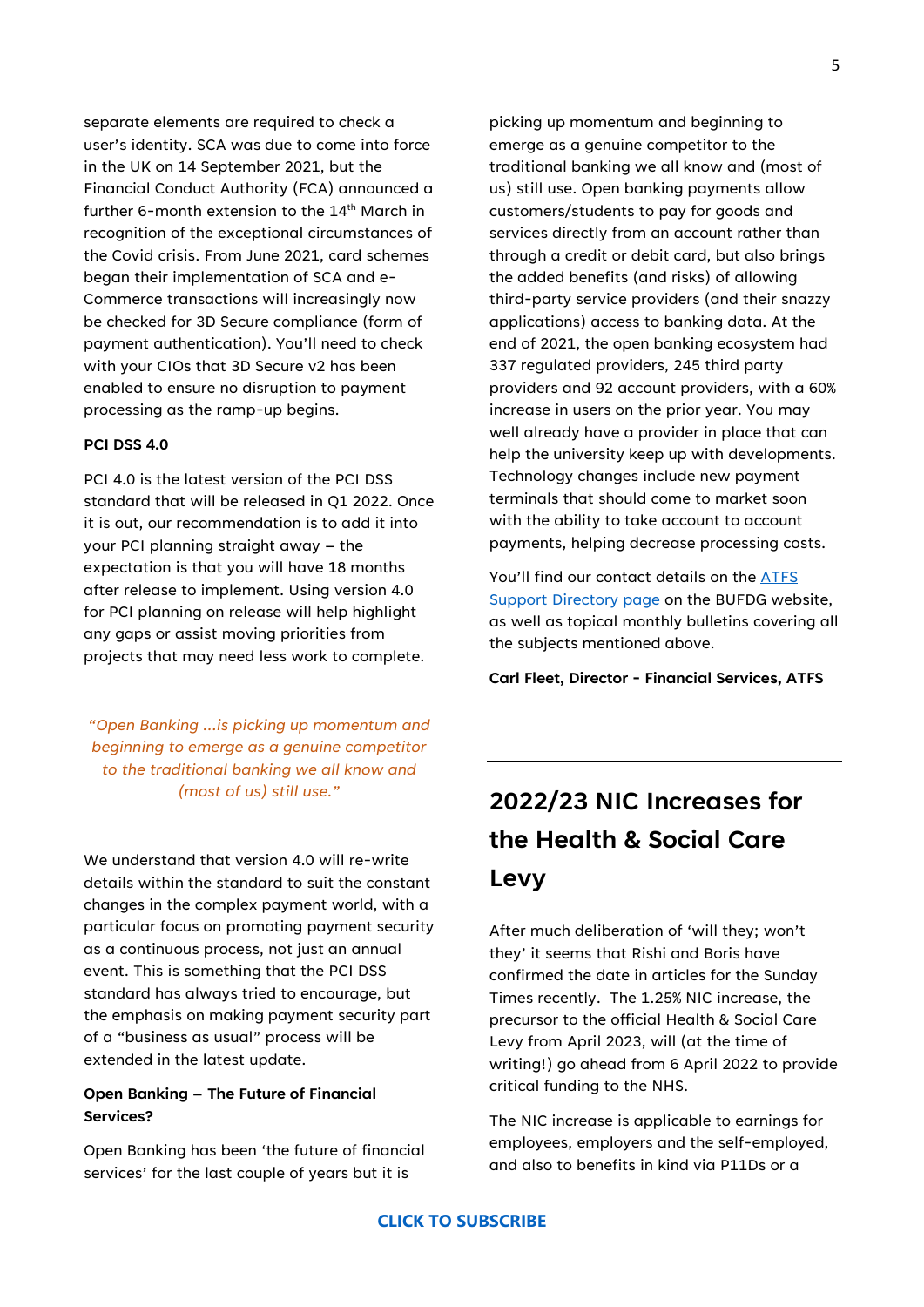separate elements are required to check a user's identity. SCA was due to come into force in the UK on 14 September 2021, but the Financial Conduct Authority (FCA) announced a further 6-month extension to the 14th March in recognition of the exceptional circumstances of the Covid crisis. From June 2021, card schemes began their implementation of SCA and e-Commerce transactions will increasingly now be checked for 3D Secure compliance (form of payment authentication). You'll need to check with your CIOs that 3D Secure v2 has been enabled to ensure no disruption to payment processing as the ramp-up begins.

**PCI DSS 4.0**

PCI 4.0 is the latest version of the PCI DSS standard that will be released in Q1 2022. Once it is out, our recommendation is to add it into your PCI planning straight away – the expectation is that you will have 18 months after release to implement. Using version 4.0 for PCI planning on release will help highlight any gaps or assist moving priorities from projects that may need less work to complete.

*"Open Banking …is picking up momentum and beginning to emerge as a genuine competitor to the traditional banking we all know and (most of us) still use."*

We understand that version 4.0 will re-write details within the standard to suit the constant changes in the complex payment world, with a particular focus on promoting payment security as a continuous process, not just an annual event. This is something that the PCI DSS standard has always tried to encourage, but the emphasis on making payment security part of a "business as usual" process will be extended in the latest update.

**Open Banking – The Future of Financial Services?**

Open Banking has been 'the future of financial services' for the last couple of years but it is picking up momentum and beginning to emerge as a genuine competitor to the traditional banking we all know and (most of us) still use. Open banking payments allow customers/students to pay for goods and services directly from an account rather than through a credit or debit card, but also brings the added benefits (and risks) of allowing third-party service providers (and their snazzy applications) access to banking data. At the end of 2021, the open banking ecosystem had 337 regulated providers, 245 third party providers and 92 account providers, with a 60% increase in users on the prior year. You may well already have a provider in place that can help the university keep up with developments. Technology changes include new payment terminals that should come to market soon with the ability to take account to account payments, helping decrease processing costs.

You'll find our contact details on the [ATFS Support Directory page] on the BUFDG website, as well as topical monthly bulletins covering all the subjects mentioned above.

**Carl Fleet, Director - Financial Services, ATFS**

---

# 2022/23 NIC Increases for the Health & Social Care Levy

After much deliberation of 'will they; won't they' it seems that Rishi and Boris have confirmed the date in articles for the Sunday Times recently. The 1.25% NIC increase, the precursor to the official Health & Social Care Levy from April 2023, will (at the time of writing!) go ahead from 6 April 2022 to provide critical funding to the NHS.

The NIC increase is applicable to earnings for employees, employers and the self-employed, and also to benefits in kind via P11Ds or a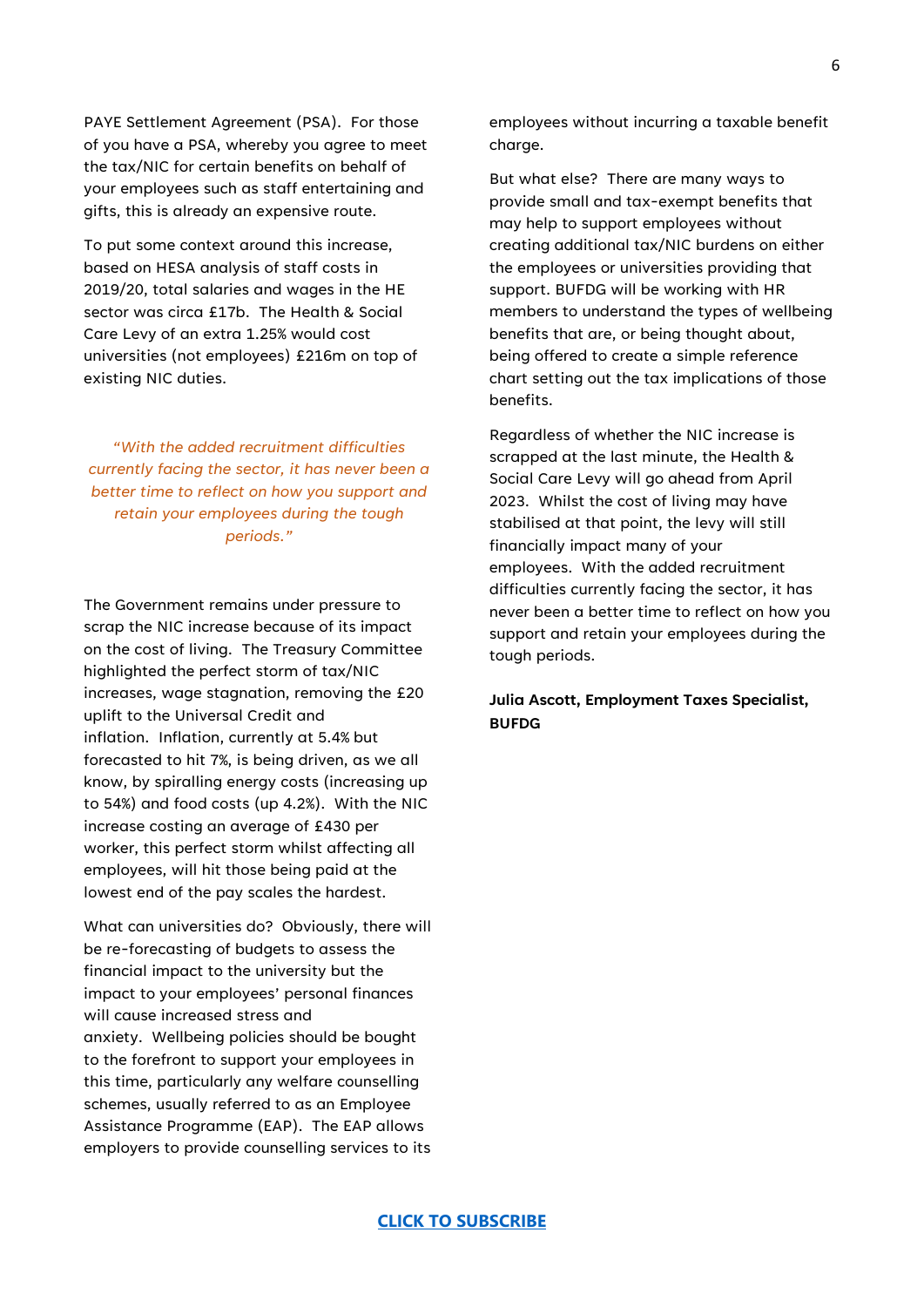PAYE Settlement Agreement (PSA). For those of you have a PSA, whereby you agree to meet the tax/NIC for certain benefits on behalf of your employees such as staff entertaining and gifts, this is already an expensive route.

To put some context around this increase, based on HESA analysis of staff costs in 2019/20, total salaries and wages in the HE sector was circa £17b. The Health & Social Care Levy of an extra 1.25% would cost universities (not employees) £216m on top of existing NIC duties.

*"With the added recruitment difficulties currently facing the sector, it has never been a better time to reflect on how you support and retain your employees during the tough periods."*

The Government remains under pressure to scrap the NIC increase because of its impact on the cost of living. The Treasury Committee highlighted the perfect storm of tax/NIC increases, wage stagnation, removing the £20 uplift to the Universal Credit and inflation. Inflation, currently at 5.4% but forecasted to hit 7%, is being driven, as we all know, by spiralling energy costs (increasing up to 54%) and food costs (up 4.2%). With the NIC increase costing an average of £430 per worker, this perfect storm whilst affecting all employees, will hit those being paid at the lowest end of the pay scales the hardest.

What can universities do? Obviously, there will be re-forecasting of budgets to assess the financial impact to the university but the impact to your employees' personal finances will cause increased stress and anxiety. Wellbeing policies should be bought to the forefront to support your employees in this time, particularly any welfare counselling schemes, usually referred to as an Employee Assistance Programme (EAP). The EAP allows employers to provide counselling services to its employees without incurring a taxable benefit charge.

But what else? There are many ways to provide small and tax-exempt benefits that may help to support employees without creating additional tax/NIC burdens on either the employees or universities providing that support. BUFDG will be working with HR members to understand the types of wellbeing benefits that are, or being thought about, being offered to create a simple reference chart setting out the tax implications of those benefits.

Regardless of whether the NIC increase is scrapped at the last minute, the Health & Social Care Levy will go ahead from April 2023. Whilst the cost of living may have stabilised at that point, the levy will still financially impact many of your employees. With the added recruitment difficulties currently facing the sector, it has never been a better time to reflect on how you support and retain your employees during the tough periods.

**Julia Ascott, Employment Taxes Specialist, BUFDG**

**CLICK TO SUBSCRIBE**